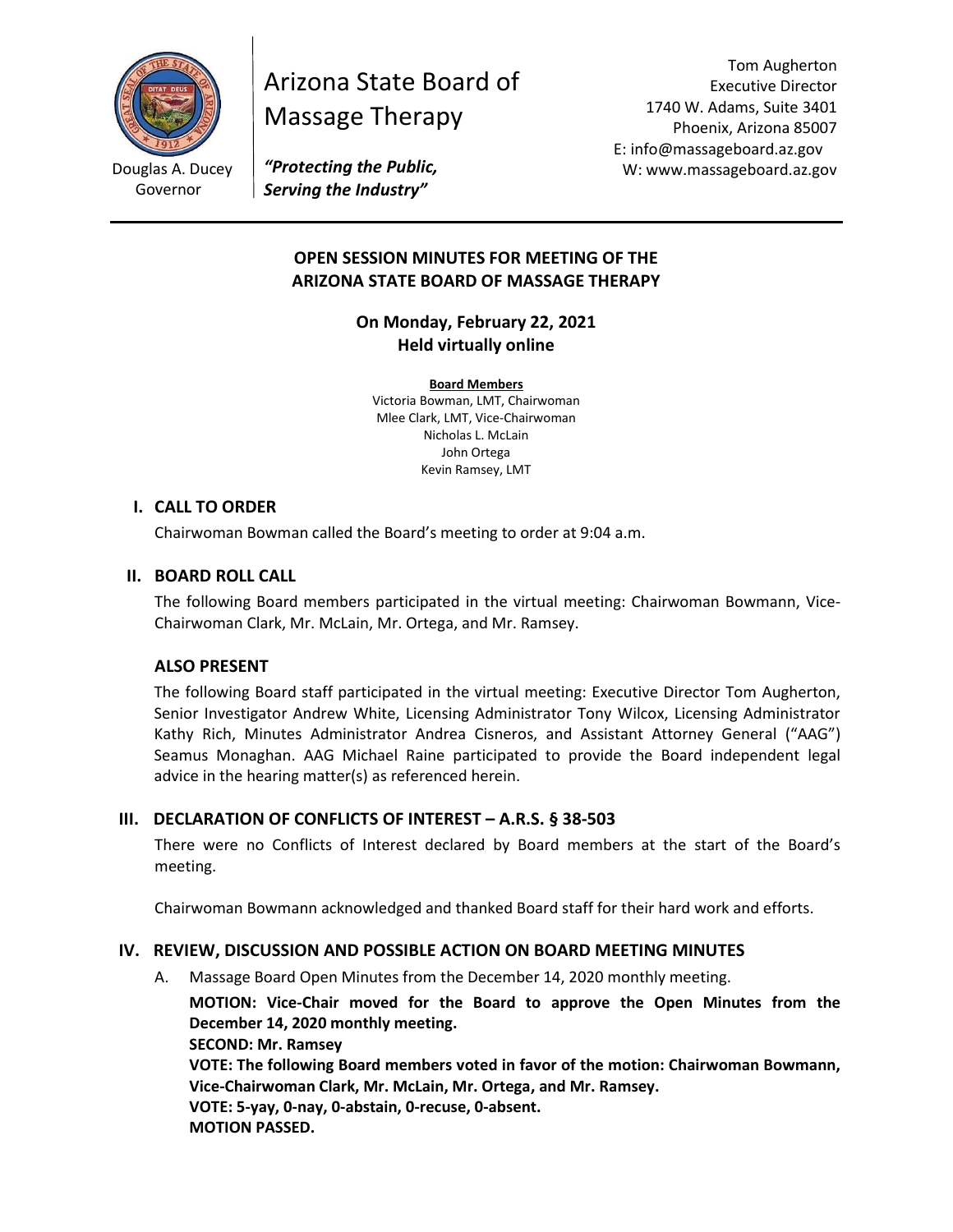Douglas A. Ducey
Governor

# Arizona State Board of Massage Therapy

***"Protecting the Public, Serving the Industry"***

Tom Augherton
Executive Director
1740 W. Adams, Suite 3401
Phoenix, Arizona 85007
E: info@massageboard.az.gov
W: www.massageboard.az.gov

---

**OPEN SESSION MINUTES FOR MEETING OF THE ARIZONA STATE BOARD OF MASSAGE THERAPY**

**On Monday, February 22, 2021**
**Held virtually online**

**Board Members**
Victoria Bowman, LMT, Chairwoman
Mlee Clark, LMT, Vice-Chairwoman
Nicholas L. McLain
John Ortega
Kevin Ramsey, LMT

## I. CALL TO ORDER

Chairwoman Bowman called the Board's meeting to order at 9:04 a.m.

## II. BOARD ROLL CALL

The following Board members participated in the virtual meeting: Chairwoman Bowmann, Vice-Chairwoman Clark, Mr. McLain, Mr. Ortega, and Mr. Ramsey.

### ALSO PRESENT

The following Board staff participated in the virtual meeting: Executive Director Tom Augherton, Senior Investigator Andrew White, Licensing Administrator Tony Wilcox, Licensing Administrator Kathy Rich, Minutes Administrator Andrea Cisneros, and Assistant Attorney General ("AAG") Seamus Monaghan. AAG Michael Raine participated to provide the Board independent legal advice in the hearing matter(s) as referenced herein.

## III. DECLARATION OF CONFLICTS OF INTEREST – A.R.S. § 38-503

There were no Conflicts of Interest declared by Board members at the start of the Board's meeting.

Chairwoman Bowmann acknowledged and thanked Board staff for their hard work and efforts.

## IV. REVIEW, DISCUSSION AND POSSIBLE ACTION ON BOARD MEETING MINUTES

A. Massage Board Open Minutes from the December 14, 2020 monthly meeting.

**MOTION: Vice-Chair moved for the Board to approve the Open Minutes from the December 14, 2020 monthly meeting.**
**SECOND: Mr. Ramsey**
**VOTE: The following Board members voted in favor of the motion: Chairwoman Bowmann, Vice-Chairwoman Clark, Mr. McLain, Mr. Ortega, and Mr. Ramsey.**
**VOTE: 5-yay, 0-nay, 0-abstain, 0-recuse, 0-absent.**
**MOTION PASSED.**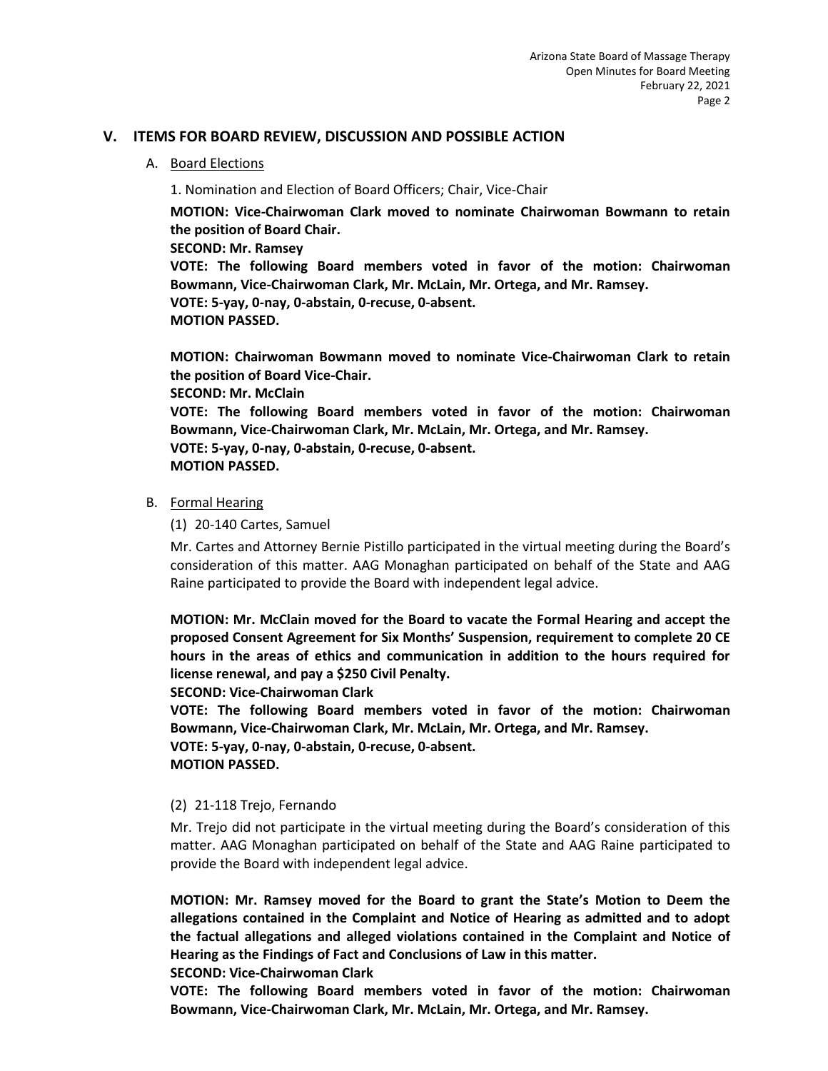## V. ITEMS FOR BOARD REVIEW, DISCUSSION AND POSSIBLE ACTION

### A. Board Elections

1. Nomination and Election of Board Officers; Chair, Vice-Chair

**MOTION: Vice-Chairwoman Clark moved to nominate Chairwoman Bowmann to retain the position of Board Chair.**
**SECOND: Mr. Ramsey**
**VOTE: The following Board members voted in favor of the motion: Chairwoman Bowmann, Vice-Chairwoman Clark, Mr. McLain, Mr. Ortega, and Mr. Ramsey.**
**VOTE: 5-yay, 0-nay, 0-abstain, 0-recuse, 0-absent.**
**MOTION PASSED.**

**MOTION: Chairwoman Bowmann moved to nominate Vice-Chairwoman Clark to retain the position of Board Vice-Chair.**
**SECOND: Mr. McClain**
**VOTE: The following Board members voted in favor of the motion: Chairwoman Bowmann, Vice-Chairwoman Clark, Mr. McLain, Mr. Ortega, and Mr. Ramsey.**
**VOTE: 5-yay, 0-nay, 0-abstain, 0-recuse, 0-absent.**
**MOTION PASSED.**

### B. Formal Hearing

(1) 20-140 Cartes, Samuel

Mr. Cartes and Attorney Bernie Pistillo participated in the virtual meeting during the Board's consideration of this matter. AAG Monaghan participated on behalf of the State and AAG Raine participated to provide the Board with independent legal advice.

**MOTION: Mr. McClain moved for the Board to vacate the Formal Hearing and accept the proposed Consent Agreement for Six Months' Suspension, requirement to complete 20 CE hours in the areas of ethics and communication in addition to the hours required for license renewal, and pay a $250 Civil Penalty.**
**SECOND: Vice-Chairwoman Clark**
**VOTE: The following Board members voted in favor of the motion: Chairwoman Bowmann, Vice-Chairwoman Clark, Mr. McLain, Mr. Ortega, and Mr. Ramsey.**
**VOTE: 5-yay, 0-nay, 0-abstain, 0-recuse, 0-absent.**
**MOTION PASSED.**

(2) 21-118 Trejo, Fernando

Mr. Trejo did not participate in the virtual meeting during the Board's consideration of this matter. AAG Monaghan participated on behalf of the State and AAG Raine participated to provide the Board with independent legal advice.

**MOTION: Mr. Ramsey moved for the Board to grant the State's Motion to Deem the allegations contained in the Complaint and Notice of Hearing as admitted and to adopt the factual allegations and alleged violations contained in the Complaint and Notice of Hearing as the Findings of Fact and Conclusions of Law in this matter.**
**SECOND: Vice-Chairwoman Clark**
**VOTE: The following Board members voted in favor of the motion: Chairwoman Bowmann, Vice-Chairwoman Clark, Mr. McLain, Mr. Ortega, and Mr. Ramsey.**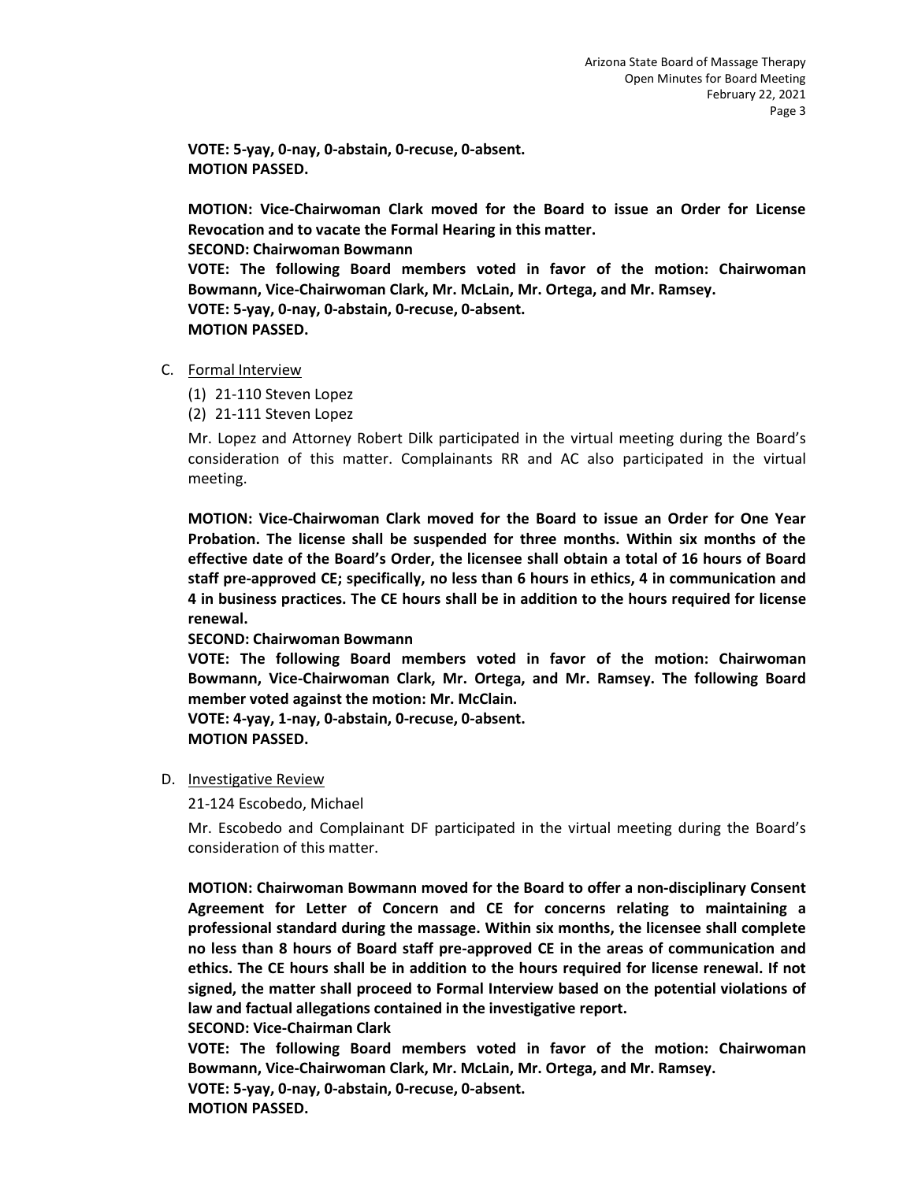**VOTE: 5-yay, 0-nay, 0-abstain, 0-recuse, 0-absent.**
**MOTION PASSED.**

**MOTION: Vice-Chairwoman Clark moved for the Board to issue an Order for License Revocation and to vacate the Formal Hearing in this matter.**
**SECOND: Chairwoman Bowmann**
**VOTE: The following Board members voted in favor of the motion: Chairwoman Bowmann, Vice-Chairwoman Clark, Mr. McLain, Mr. Ortega, and Mr. Ramsey.**
**VOTE: 5-yay, 0-nay, 0-abstain, 0-recuse, 0-absent.**
**MOTION PASSED.**

C. <u>Formal Interview</u>

(1) 21-110 Steven Lopez
(2) 21-111 Steven Lopez

Mr. Lopez and Attorney Robert Dilk participated in the virtual meeting during the Board's consideration of this matter. Complainants RR and AC also participated in the virtual meeting.

**MOTION: Vice-Chairwoman Clark moved for the Board to issue an Order for One Year Probation. The license shall be suspended for three months. Within six months of the effective date of the Board's Order, the licensee shall obtain a total of 16 hours of Board staff pre-approved CE; specifically, no less than 6 hours in ethics, 4 in communication and 4 in business practices. The CE hours shall be in addition to the hours required for license renewal.**
**SECOND: Chairwoman Bowmann**
**VOTE: The following Board members voted in favor of the motion: Chairwoman Bowmann, Vice-Chairwoman Clark, Mr. Ortega, and Mr. Ramsey. The following Board member voted against the motion: Mr. McClain.**
**VOTE: 4-yay, 1-nay, 0-abstain, 0-recuse, 0-absent.**
**MOTION PASSED.**

D. <u>Investigative Review</u>

21-124 Escobedo, Michael

Mr. Escobedo and Complainant DF participated in the virtual meeting during the Board's consideration of this matter.

**MOTION: Chairwoman Bowmann moved for the Board to offer a non-disciplinary Consent Agreement for Letter of Concern and CE for concerns relating to maintaining a professional standard during the massage. Within six months, the licensee shall complete no less than 8 hours of Board staff pre-approved CE in the areas of communication and ethics. The CE hours shall be in addition to the hours required for license renewal. If not signed, the matter shall proceed to Formal Interview based on the potential violations of law and factual allegations contained in the investigative report.**
**SECOND: Vice-Chairman Clark**
**VOTE: The following Board members voted in favor of the motion: Chairwoman Bowmann, Vice-Chairwoman Clark, Mr. McLain, Mr. Ortega, and Mr. Ramsey.**
**VOTE: 5-yay, 0-nay, 0-abstain, 0-recuse, 0-absent.**
**MOTION PASSED.**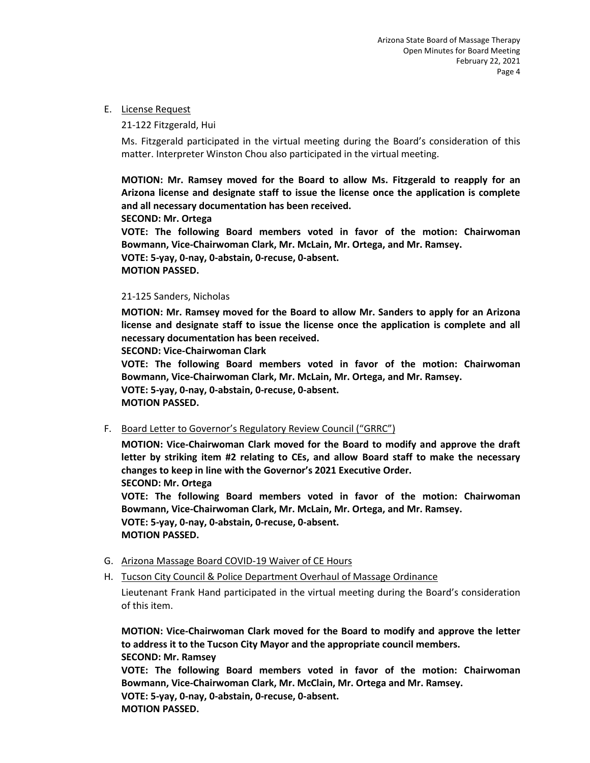E. <u>License Request</u>

21-122 Fitzgerald, Hui

Ms. Fitzgerald participated in the virtual meeting during the Board's consideration of this matter. Interpreter Winston Chou also participated in the virtual meeting.

**MOTION: Mr. Ramsey moved for the Board to allow Ms. Fitzgerald to reapply for an Arizona license and designate staff to issue the license once the application is complete and all necessary documentation has been received.**
**SECOND: Mr. Ortega**
**VOTE: The following Board members voted in favor of the motion: Chairwoman Bowmann, Vice-Chairwoman Clark, Mr. McLain, Mr. Ortega, and Mr. Ramsey.**
**VOTE: 5-yay, 0-nay, 0-abstain, 0-recuse, 0-absent.**
**MOTION PASSED.**

21-125 Sanders, Nicholas

**MOTION: Mr. Ramsey moved for the Board to allow Mr. Sanders to apply for an Arizona license and designate staff to issue the license once the application is complete and all necessary documentation has been received.**
**SECOND: Vice-Chairwoman Clark**
**VOTE: The following Board members voted in favor of the motion: Chairwoman Bowmann, Vice-Chairwoman Clark, Mr. McLain, Mr. Ortega, and Mr. Ramsey.**
**VOTE: 5-yay, 0-nay, 0-abstain, 0-recuse, 0-absent.**
**MOTION PASSED.**

F. <u>Board Letter to Governor's Regulatory Review Council ("GRRC")</u>

**MOTION: Vice-Chairwoman Clark moved for the Board to modify and approve the draft letter by striking item #2 relating to CEs, and allow Board staff to make the necessary changes to keep in line with the Governor's 2021 Executive Order.**
**SECOND: Mr. Ortega**
**VOTE: The following Board members voted in favor of the motion: Chairwoman Bowmann, Vice-Chairwoman Clark, Mr. McLain, Mr. Ortega, and Mr. Ramsey.**
**VOTE: 5-yay, 0-nay, 0-abstain, 0-recuse, 0-absent.**
**MOTION PASSED.**

G. <u>Arizona Massage Board COVID-19 Waiver of CE Hours</u>

H. <u>Tucson City Council & Police Department Overhaul of Massage Ordinance</u>

Lieutenant Frank Hand participated in the virtual meeting during the Board's consideration of this item.

**MOTION: Vice-Chairwoman Clark moved for the Board to modify and approve the letter to address it to the Tucson City Mayor and the appropriate council members.**
**SECOND: Mr. Ramsey**
**VOTE: The following Board members voted in favor of the motion: Chairwoman Bowmann, Vice-Chairwoman Clark, Mr. McClain, Mr. Ortega and Mr. Ramsey.**
**VOTE: 5-yay, 0-nay, 0-abstain, 0-recuse, 0-absent.**
**MOTION PASSED.**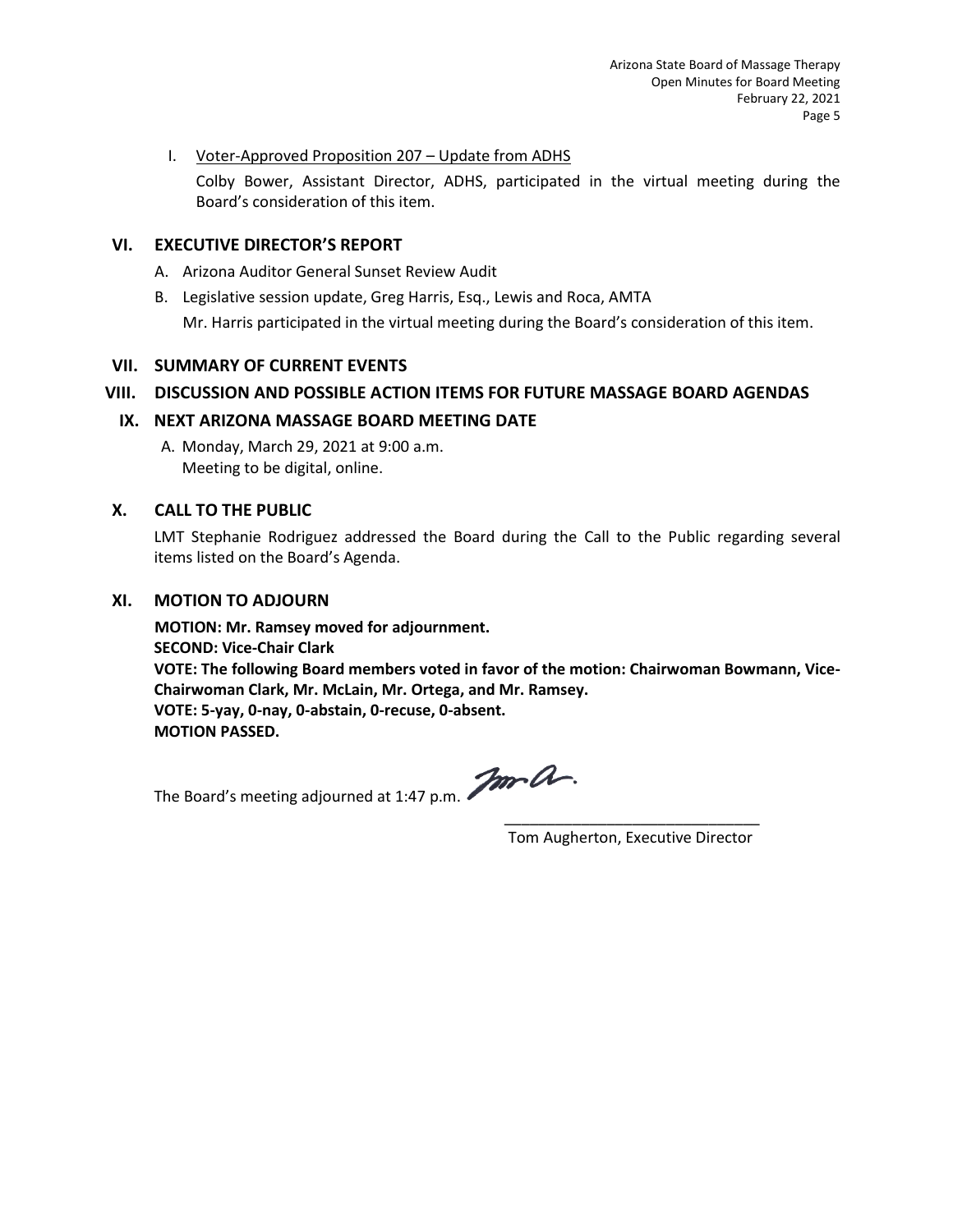I. Voter-Approved Proposition 207 – Update from ADHS

Colby Bower, Assistant Director, ADHS, participated in the virtual meeting during the Board's consideration of this item.

## VI. EXECUTIVE DIRECTOR'S REPORT

A. Arizona Auditor General Sunset Review Audit

B. Legislative session update, Greg Harris, Esq., Lewis and Roca, AMTA

Mr. Harris participated in the virtual meeting during the Board's consideration of this item.

## VII. SUMMARY OF CURRENT EVENTS

## VIII. DISCUSSION AND POSSIBLE ACTION ITEMS FOR FUTURE MASSAGE BOARD AGENDAS

## IX. NEXT ARIZONA MASSAGE BOARD MEETING DATE

A. Monday, March 29, 2021 at 9:00 a.m.
Meeting to be digital, online.

## X. CALL TO THE PUBLIC

LMT Stephanie Rodriguez addressed the Board during the Call to the Public regarding several items listed on the Board's Agenda.

## XI. MOTION TO ADJOURN

**MOTION: Mr. Ramsey moved for adjournment.**
**SECOND: Vice-Chair Clark**
**VOTE: The following Board members voted in favor of the motion: Chairwoman Bowmann, Vice-Chairwoman Clark, Mr. McLain, Mr. Ortega, and Mr. Ramsey.**
**VOTE: 5-yay, 0-nay, 0-abstain, 0-recuse, 0-absent.**
**MOTION PASSED.**

The Board's meeting adjourned at 1:47 p.m.

_______________________________
Tom Augherton, Executive Director